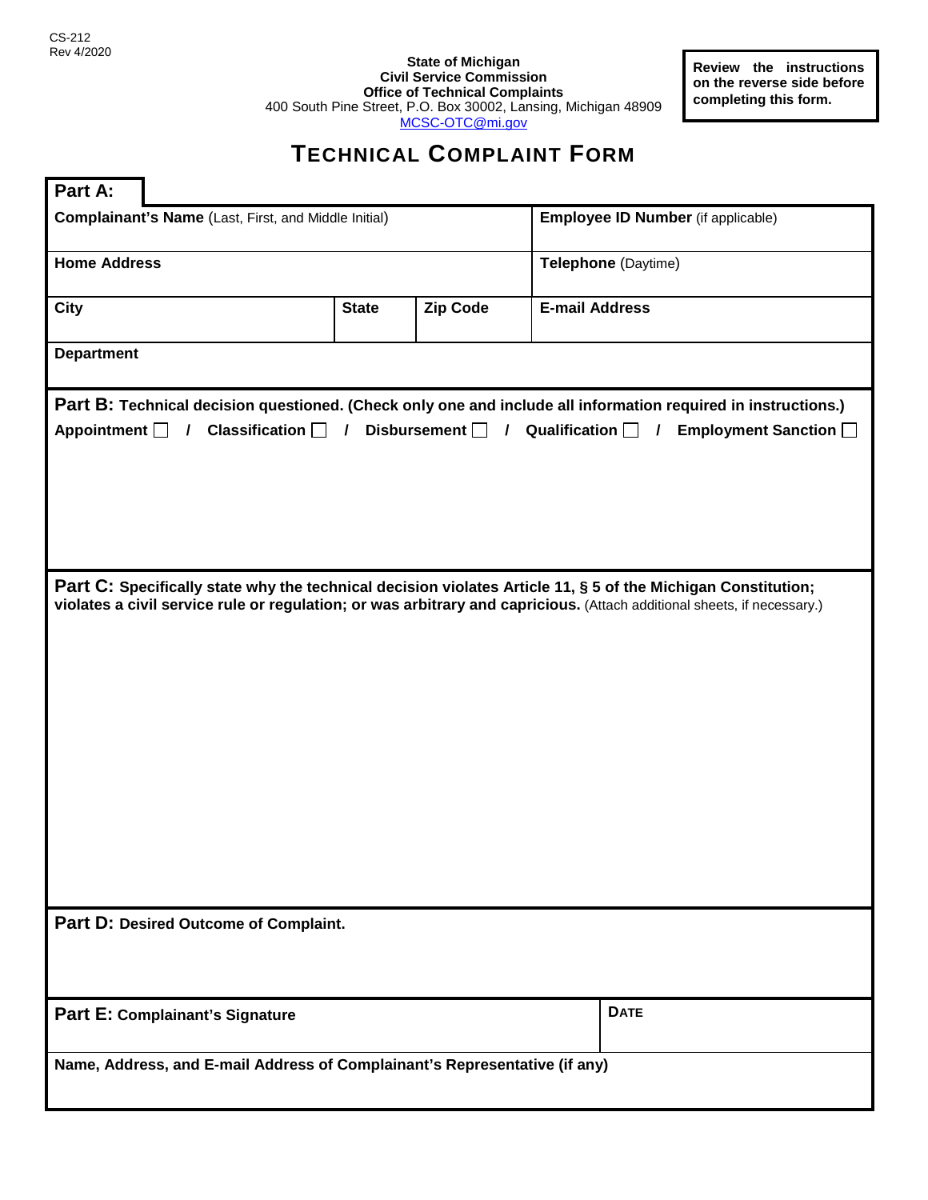CS-212
Rev 4/2020

**State of Michigan**
**Civil Service Commission**
**Office of Technical Complaints**
400 South Pine Street, P.O. Box 30002, Lansing, Michigan 48909
MCSC-OTC@mi.gov

**Review the instructions on the reverse side before completing this form.**

# TECHNICAL COMPLAINT FORM

## Part A:

| **Complainant's Name** (Last, First, and Middle Initial) | | | **Employee ID Number** (if applicable) |
|---|---|---|---|
| **Home Address** | | | **Telephone** (Daytime) |
| **City** | **State** | **Zip Code** | **E-mail Address** |
| **Department** | | | |

## Part B: Technical decision questioned. (Check only one and include all information required in instructions.)

**Appointment** ☐ / **Classification** ☐ / **Disbursement** ☐ / **Qualification** ☐ / **Employment Sanction** ☐

## Part C: Specifically state why the technical decision violates Article 11, § 5 of the Michigan Constitution; violates a civil service rule or regulation; or was arbitrary and capricious.

(Attach additional sheets, if necessary.)

## Part D: Desired Outcome of Complaint.

## Part E: Complainant's Signature

| **Part E: Complainant's Signature** | **DATE** |
|---|---|
| **Name, Address, and E-mail Address of Complainant's Representative (if any)** | |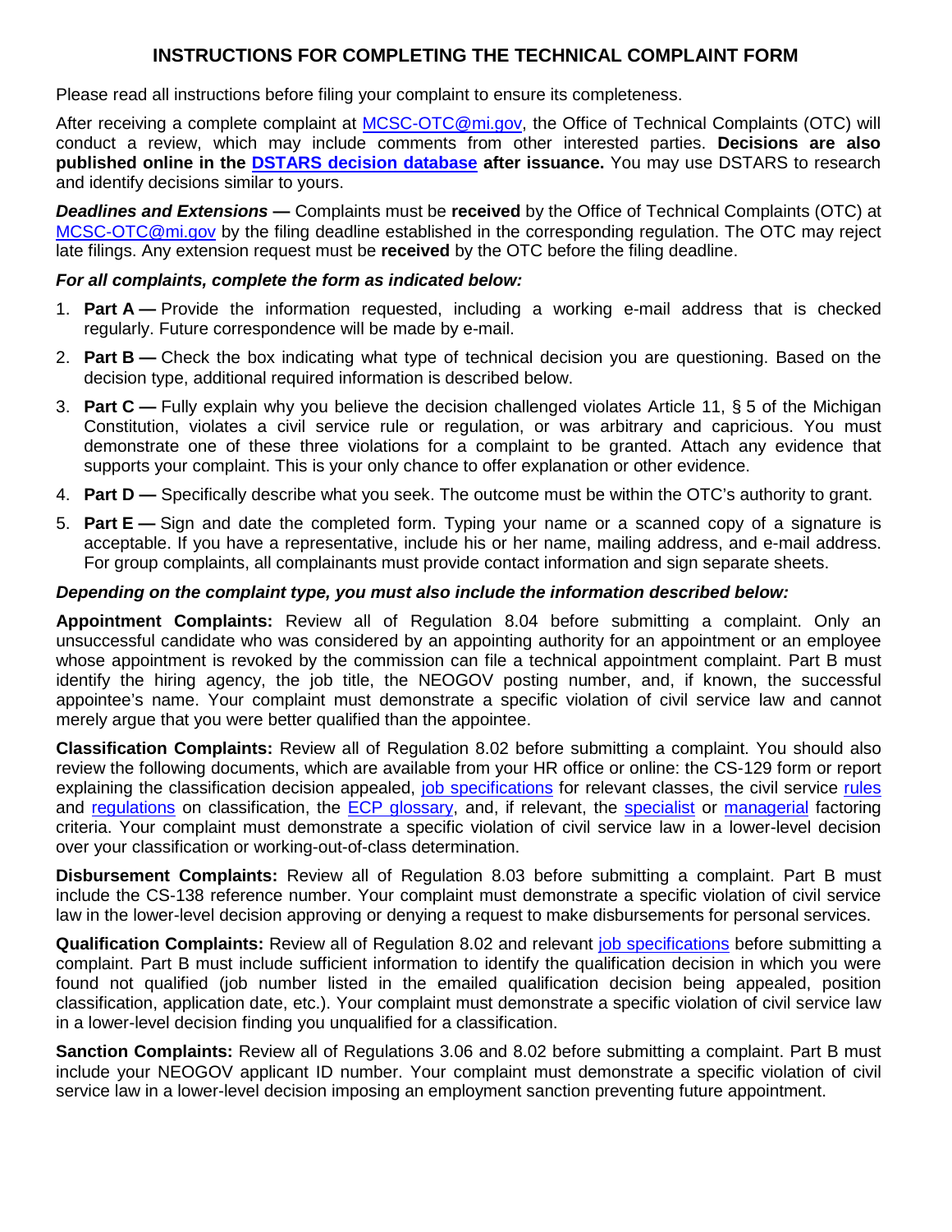# INSTRUCTIONS FOR COMPLETING THE TECHNICAL COMPLAINT FORM

Please read all instructions before filing your complaint to ensure its completeness.

After receiving a complete complaint at MCSC-OTC@mi.gov, the Office of Technical Complaints (OTC) will conduct a review, which may include comments from other interested parties. **Decisions are also published online in the DSTARS decision database after issuance.** You may use DSTARS to research and identify decisions similar to yours.

***Deadlines and Extensions —*** Complaints must be **received** by the Office of Technical Complaints (OTC) at MCSC-OTC@mi.gov by the filing deadline established in the corresponding regulation. The OTC may reject late filings. Any extension request must be **received** by the OTC before the filing deadline.

***For all complaints, complete the form as indicated below:***

1. **Part A —** Provide the information requested, including a working e-mail address that is checked regularly. Future correspondence will be made by e-mail.
2. **Part B —** Check the box indicating what type of technical decision you are questioning. Based on the decision type, additional required information is described below.
3. **Part C —** Fully explain why you believe the decision challenged violates Article 11, § 5 of the Michigan Constitution, violates a civil service rule or regulation, or was arbitrary and capricious. You must demonstrate one of these three violations for a complaint to be granted. Attach any evidence that supports your complaint. This is your only chance to offer explanation or other evidence.
4. **Part D —** Specifically describe what you seek. The outcome must be within the OTC's authority to grant.
5. **Part E —** Sign and date the completed form. Typing your name or a scanned copy of a signature is acceptable. If you have a representative, include his or her name, mailing address, and e-mail address. For group complaints, all complainants must provide contact information and sign separate sheets.

***Depending on the complaint type, you must also include the information described below:***

**Appointment Complaints:** Review all of Regulation 8.04 before submitting a complaint. Only an unsuccessful candidate who was considered by an appointing authority for an appointment or an employee whose appointment is revoked by the commission can file a technical appointment complaint. Part B must identify the hiring agency, the job title, the NEOGOV posting number, and, if known, the successful appointee's name. Your complaint must demonstrate a specific violation of civil service law and cannot merely argue that you were better qualified than the appointee.

**Classification Complaints:** Review all of Regulation 8.02 before submitting a complaint. You should also review the following documents, which are available from your HR office or online: the CS-129 form or report explaining the classification decision appealed, job specifications for relevant classes, the civil service rules and regulations on classification, the ECP glossary, and, if relevant, the specialist or managerial factoring criteria. Your complaint must demonstrate a specific violation of civil service law in a lower-level decision over your classification or working-out-of-class determination.

**Disbursement Complaints:** Review all of Regulation 8.03 before submitting a complaint. Part B must include the CS-138 reference number. Your complaint must demonstrate a specific violation of civil service law in the lower-level decision approving or denying a request to make disbursements for personal services.

**Qualification Complaints:** Review all of Regulation 8.02 and relevant job specifications before submitting a complaint. Part B must include sufficient information to identify the qualification decision in which you were found not qualified (job number listed in the emailed qualification decision being appealed, position classification, application date, etc.). Your complaint must demonstrate a specific violation of civil service law in a lower-level decision finding you unqualified for a classification.

**Sanction Complaints:** Review all of Regulations 3.06 and 8.02 before submitting a complaint. Part B must include your NEOGOV applicant ID number. Your complaint must demonstrate a specific violation of civil service law in a lower-level decision imposing an employment sanction preventing future appointment.